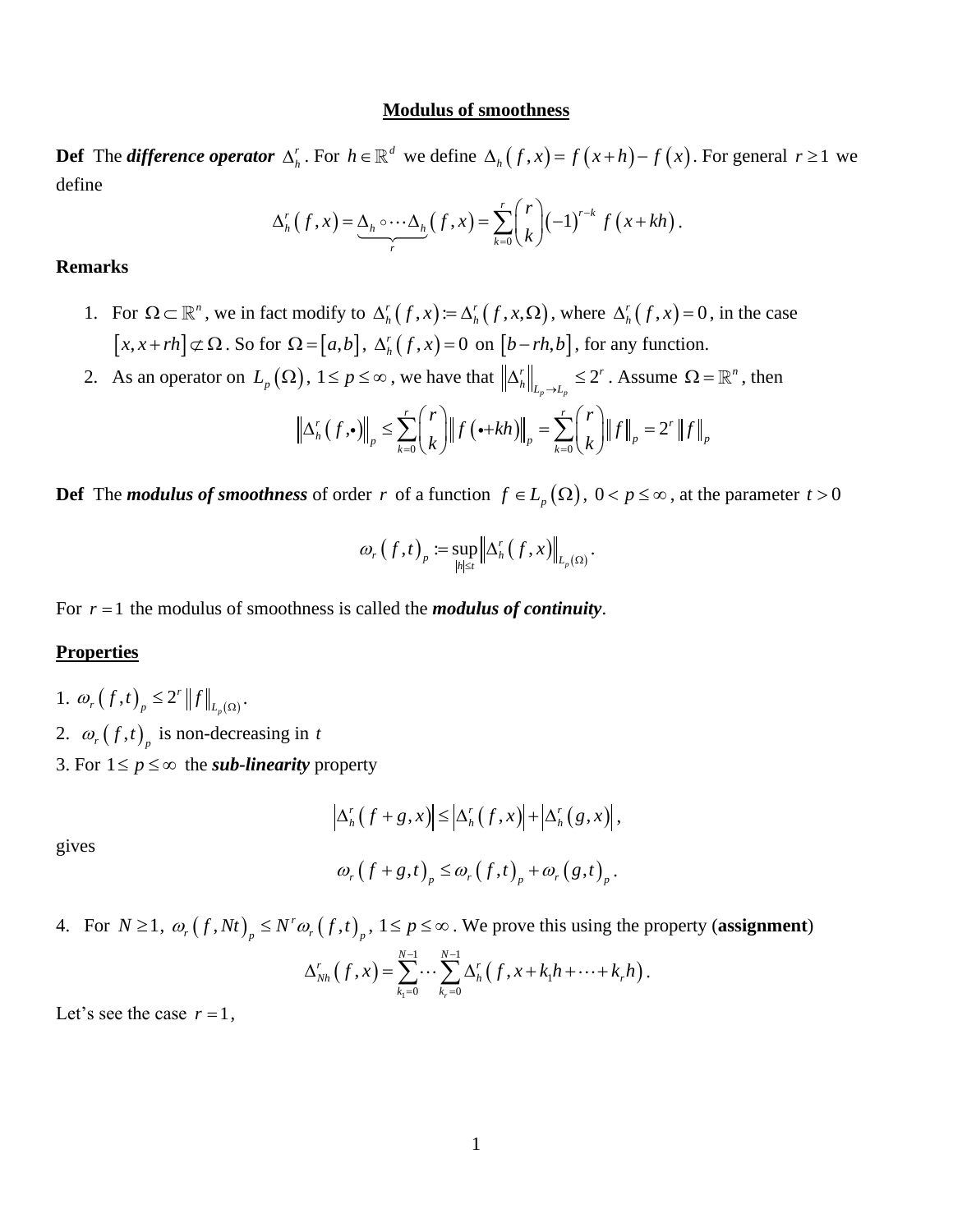# Modulus of smoothness

**Def** The ***difference operator*** $\Delta_h^r$. For $h \in \mathbb{R}^d$ we define $\Delta_h(f,x) = f(x+h) - f(x)$. For general $r \geq 1$ we define

$$\Delta_h^r(f,x) = \underbrace{\Delta_h \circ \cdots \Delta_h}_{r}(f,x) = \sum_{k=0}^{r} \binom{r}{k} (-1)^{r-k} f(x+kh).$$

**Remarks**

1. For $\Omega \subset \mathbb{R}^n$, we in fact modify to $\Delta_h^r(f,x) := \Delta_h^r(f,x,\Omega)$, where $\Delta_h^r(f,x) = 0$, in the case $[x, x+rh] \not\subset \Omega$. So for $\Omega = [a,b]$, $\Delta_h^r(f,x) = 0$ on $[b-rh, b]$, for any function.
2. As an operator on $L_p(\Omega)$, $1 \leq p \leq \infty$, we have that $\left\|\Delta_h^r\right\|_{L_p \to L_p} \leq 2^r$. Assume $\Omega = \mathbb{R}^n$, then

$$\left\|\Delta_h^r(f,\bullet)\right\|_p \leq \sum_{k=0}^{r} \binom{r}{k} \left\|f(\bullet + kh)\right\|_p = \sum_{k=0}^{r} \binom{r}{k} \|f\|_p = 2^r \|f\|_p$$

**Def** The ***modulus of smoothness*** of order $r$ of a function $f \in L_p(\Omega)$, $0 < p \leq \infty$, at the parameter $t > 0$

$$\omega_r(f,t)_p := \sup_{|h| \leq t} \left\|\Delta_h^r(f,x)\right\|_{L_p(\Omega)}.$$

For $r = 1$ the modulus of smoothness is called the ***modulus of continuity***.

## Properties

1. $\omega_r(f,t)_p \leq 2^r \|f\|_{L_p(\Omega)}$.
2. $\omega_r(f,t)_p$ is non-decreasing in $t$
3. For $1 \leq p \leq \infty$ the ***sub-linearity*** property

$$\left|\Delta_h^r(f+g,x)\right| \leq \left|\Delta_h^r(f,x)\right| + \left|\Delta_h^r(g,x)\right|,$$

gives

$$\omega_r(f+g,t)_p \leq \omega_r(f,t)_p + \omega_r(g,t)_p.$$

4. For $N \geq 1$, $\omega_r(f,Nt)_p \leq N^r \omega_r(f,t)_p$, $1 \leq p \leq \infty$. We prove this using the property (**assignment**)

$$\Delta_{Nh}^r(f,x) = \sum_{k_1=0}^{N-1} \cdots \sum_{k_r=0}^{N-1} \Delta_h^r(f, x + k_1 h + \cdots + k_r h).$$

Let's see the case $r = 1$,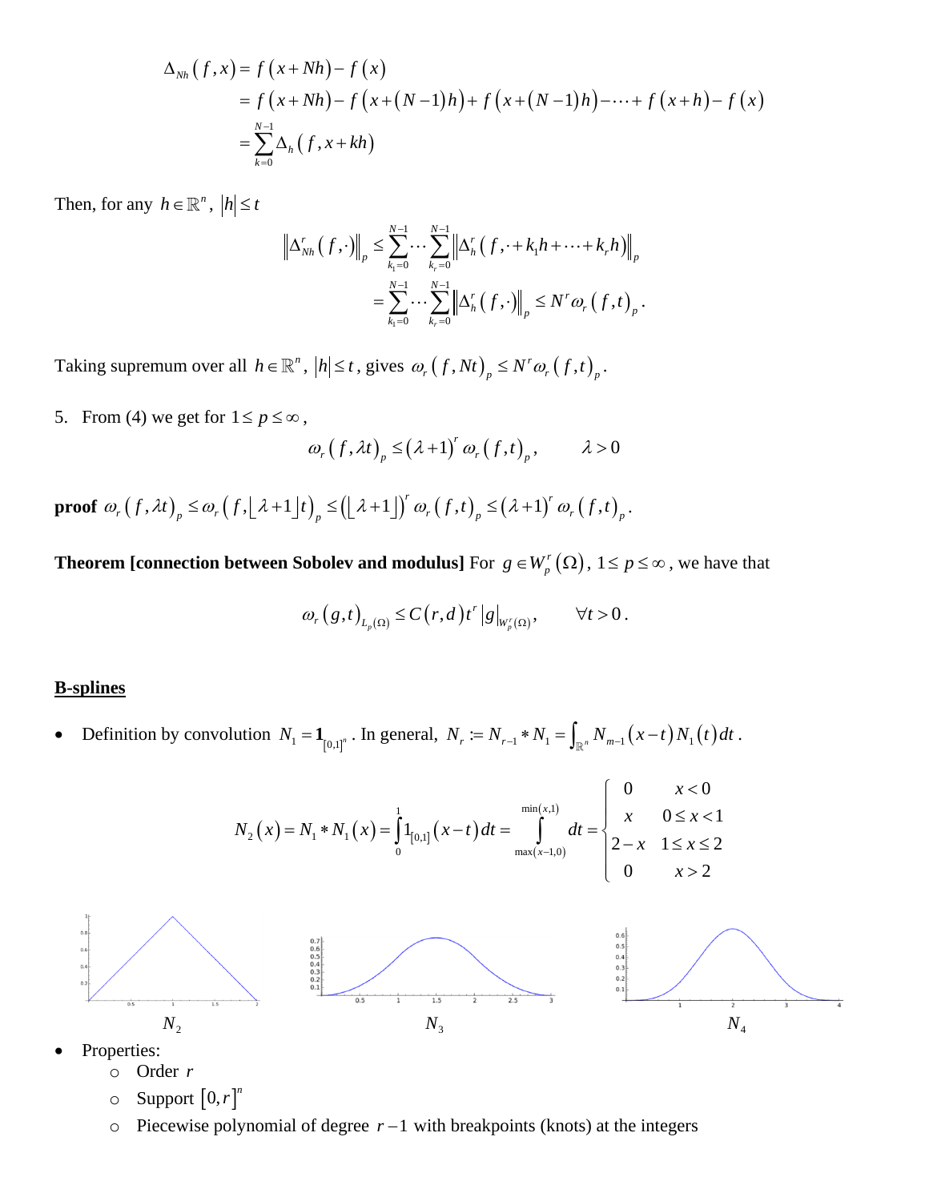$$
\begin{aligned}
\Delta_{Nh}(f,x) &= f(x+Nh) - f(x) \\
&= f(x+Nh) - f(x+(N-1)h) + f(x+(N-1)h) - \cdots + f(x+h) - f(x) \\
&= \sum_{k=0}^{N-1} \Delta_h(f, x+kh)
\end{aligned}
$$

Then, for any $h \in \mathbb{R}^n$, $|h| \le t$

$$
\begin{aligned}
\left\| \Delta_{Nh}^r(f,\cdot) \right\|_p &\le \sum_{k_1=0}^{N-1} \cdots \sum_{k_r=0}^{N-1} \left\| \Delta_h^r(f, \cdot + k_1 h + \cdots + k_r h) \right\|_p \\
&= \sum_{k_1=0}^{N-1} \cdots \sum_{k_r=0}^{N-1} \left\| \Delta_h^r(f,\cdot) \right\|_p \le N^r \omega_r(f,t)_p .
\end{aligned}
$$

Taking supremum over all $h \in \mathbb{R}^n$, $|h| \le t$, gives $\omega_r(f,Nt)_p \le N^r \omega_r(f,t)_p$.

5. From (4) we get for $1 \le p \le \infty$,

$$
\omega_r(f,\lambda t)_p \le (\lambda+1)^r \omega_r(f,t)_p, \qquad \lambda > 0
$$

**proof** $\omega_r(f,\lambda t)_p \le \omega_r\left(f, \lfloor \lambda+1 \rfloor t\right)_p \le \left(\lfloor \lambda+1 \rfloor\right)^r \omega_r(f,t)_p \le (\lambda+1)^r \omega_r(f,t)_p$.

**Theorem [connection between Sobolev and modulus]** For $g \in W_p^r(\Omega)$, $1 \le p \le \infty$, we have that

$$
\omega_r(g,t)_{L_p(\Omega)} \le C(r,d)\, t^r |g|_{W_p^r(\Omega)}, \qquad \forall t > 0 .
$$

**<u>B-splines</u>**

- Definition by convolution $N_1 = \mathbf{1}_{[0,1]^n}$. In general, $N_r := N_{r-1} * N_1 = \int_{\mathbb{R}^n} N_{m-1}(x-t) N_1(t)\, dt$.

$$
N_2(x) = N_1 * N_1(x) = \int_0^1 1_{[0,1]}(x-t)\, dt = \int_{\max(x-1,0)}^{\min(x,1)} dt = \begin{cases} 0 & x < 0 \\ x & 0 \le x < 1 \\ 2-x & 1 \le x \le 2 \\ 0 & x > 2 \end{cases}
$$

$N_2$ $N_3$ $N_4$

- Properties:
  - Order $r$
  - Support $[0,r]^n$
  - Piecewise polynomial of degree $r-1$ with breakpoints (knots) at the integers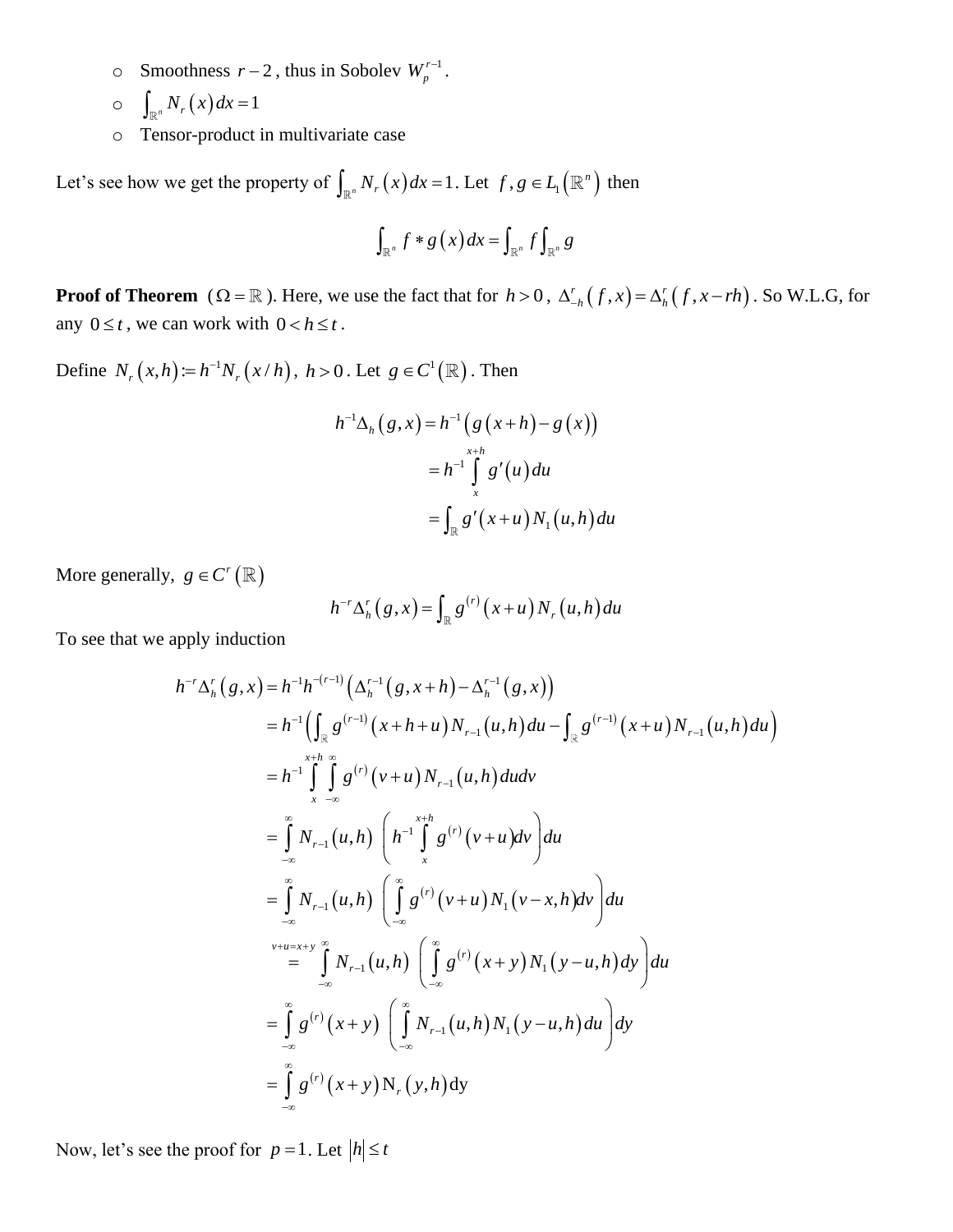- Smoothness $r-2$, thus in Sobolev $W_p^{r-1}$.
- $\int_{\mathbb{R}^n} N_r(x)\,dx = 1$
- Tensor-product in multivariate case

Let's see how we get the property of $\int_{\mathbb{R}^n} N_r(x)\,dx = 1$. Let $f, g \in L_1(\mathbb{R}^n)$ then

$$\int_{\mathbb{R}^n} f * g(x)\,dx = \int_{\mathbb{R}^n} f \int_{\mathbb{R}^n} g$$

**Proof of Theorem** ($\Omega = \mathbb{R}$). Here, we use the fact that for $h > 0$, $\Delta_{-h}^r(f,x) = \Delta_h^r(f, x - rh)$. So W.L.G, for any $0 \le t$, we can work with $0 < h \le t$.

Define $N_r(x,h) := h^{-1} N_r(x/h)$, $h > 0$. Let $g \in C^1(\mathbb{R})$. Then

$$\begin{aligned}
h^{-1}\Delta_h(g,x) &= h^{-1}\left(g(x+h) - g(x)\right) \\
&= h^{-1}\int_x^{x+h} g'(u)\,du \\
&= \int_{\mathbb{R}} g'(x+u) N_1(u,h)\,du
\end{aligned}$$

More generally, $g \in C^r(\mathbb{R})$

$$h^{-r}\Delta_h^r(g,x) = \int_{\mathbb{R}} g^{(r)}(x+u) N_r(u,h)\,du$$

To see that we apply induction

$$\begin{aligned}
h^{-r}\Delta_h^r(g,x) &= h^{-1}h^{-(r-1)}\left(\Delta_h^{r-1}(g,x+h) - \Delta_h^{r-1}(g,x)\right) \\
&= h^{-1}\left(\int_{\mathbb{R}} g^{(r-1)}(x+h+u) N_{r-1}(u,h)\,du - \int_{\mathbb{R}} g^{(r-1)}(x+u) N_{r-1}(u,h)\,du\right) \\
&= h^{-1}\int_x^{x+h}\int_{-\infty}^{\infty} g^{(r)}(v+u) N_{r-1}(u,h)\,du\,dv \\
&= \int_{-\infty}^{\infty} N_{r-1}(u,h)\left(h^{-1}\int_x^{x+h} g^{(r)}(v+u)\,dv\right)du \\
&= \int_{-\infty}^{\infty} N_{r-1}(u,h)\left(\int_{-\infty}^{\infty} g^{(r)}(v+u) N_1(v-x,h)\,dv\right)du \\
&\overset{v+u=x+y}{=} \int_{-\infty}^{\infty} N_{r-1}(u,h)\left(\int_{-\infty}^{\infty} g^{(r)}(x+y) N_1(y-u,h)\,dy\right)du \\
&= \int_{-\infty}^{\infty} g^{(r)}(x+y)\left(\int_{-\infty}^{\infty} N_{r-1}(u,h) N_1(y-u,h)\,du\right)dy \\
&= \int_{-\infty}^{\infty} g^{(r)}(x+y) N_r(y,h)\,dy
\end{aligned}$$

Now, let's see the proof for $p = 1$. Let $|h| \le t$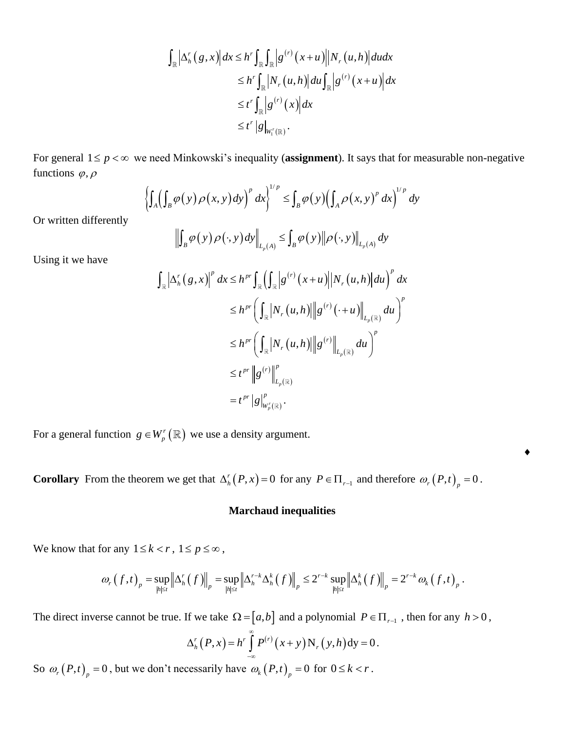$$
\begin{aligned}
\int_{\mathbb{R}} \left|\Delta_h^r\left(g,x\right)\right| dx &\le h^r \int_{\mathbb{R}}\int_{\mathbb{R}} \left|g^{(r)}\left(x+u\right)\right|\left|N_r\left(u,h\right)\right| du dx \\
&\le h^r \int_{\mathbb{R}} \left|N_r\left(u,h\right)\right| du \int_{\mathbb{R}} \left|g^{(r)}\left(x+u\right)\right| dx \\
&\le t^r \int_{\mathbb{R}} \left|g^{(r)}\left(x\right)\right| dx \\
&\le t^r \left|g\right|_{W_1^r(\mathbb{R})}.
\end{aligned}
$$

For general $1 \le p < \infty$ we need Minkowski's inequality (**assignment**). It says that for measurable non-negative functions $\varphi, \rho$

$$
\left\{ \int_A \left( \int_B \varphi\left(y\right) \rho\left(x,y\right) dy \right)^p dx \right\}^{1/p} \le \int_B \varphi\left(y\right) \left( \int_A \rho\left(x,y\right)^p dx \right)^{1/p} dy
$$

Or written differently

$$
\left\| \int_B \varphi\left(y\right) \rho\left(\cdot,y\right) dy \right\|_{L_p(A)} \le \int_B \varphi\left(y\right) \left\| \rho\left(\cdot,y\right) \right\|_{L_p(A)} dy
$$

Using it we have

$$
\begin{aligned}
\int_{\mathbb{R}} \left|\Delta_h^r\left(g,x\right)\right|^p dx &\le h^{pr} \int_{\mathbb{R}} \left( \int_{\mathbb{R}} \left|g^{(r)}\left(x+u\right)\right| \left|N_r\left(u,h\right)\right| du \right)^p dx \\
&\le h^{pr} \left( \int_{\mathbb{R}} \left|N_r\left(u,h\right)\right| \left\|g^{(r)}\left(\cdot+u\right)\right\|_{L_p(\mathbb{R})} du \right)^p \\
&\le h^{pr} \left( \int_{\mathbb{R}} \left|N_r\left(u,h\right)\right| \left\|g^{(r)}\right\|_{L_p(\mathbb{R})} du \right)^p \\
&\le t^{pr} \left\|g^{(r)}\right\|_{L_p(\mathbb{R})}^p \\
&= t^{pr} \left|g\right|_{W_p^r(\mathbb{R})}^p.
\end{aligned}
$$

For a general function $g \in W_p^r\left(\mathbb{R}\right)$ we use a density argument.

♦

**Corollary** From the theorem we get that $\Delta_h^r\left(P,x\right) = 0$ for any $P \in \Pi_{r-1}$ and therefore $\omega_r\left(P,t\right)_p = 0$.

## Marchaud inequalities

We know that for any $1 \le k < r$, $1 \le p \le \infty$,

$$
\omega_r\left(f,t\right)_p = \sup_{|h|\le t} \left\|\Delta_h^r\left(f\right)\right\|_p = \sup_{|h|\le t} \left\|\Delta_h^{r-k}\Delta_h^k\left(f\right)\right\|_p \le 2^{r-k} \sup_{|h|\le t} \left\|\Delta_h^k\left(f\right)\right\|_p = 2^{r-k}\omega_k\left(f,t\right)_p.
$$

The direct inverse cannot be true. If we take $\Omega = \left[a,b\right]$ and a polynomial $P \in \Pi_{r-1}$, then for any $h > 0$,

$$
\Delta_h^r\left(P,x\right) = h^r \int_{-\infty}^{\infty} P^{(r)}\left(x+y\right) \mathrm{N}_r\left(y,h\right) \mathrm{d}y = 0.
$$

So $\omega_r\left(P,t\right)_p = 0$, but we don't necessarily have $\omega_k\left(P,t\right)_p = 0$ for $0 \le k < r$.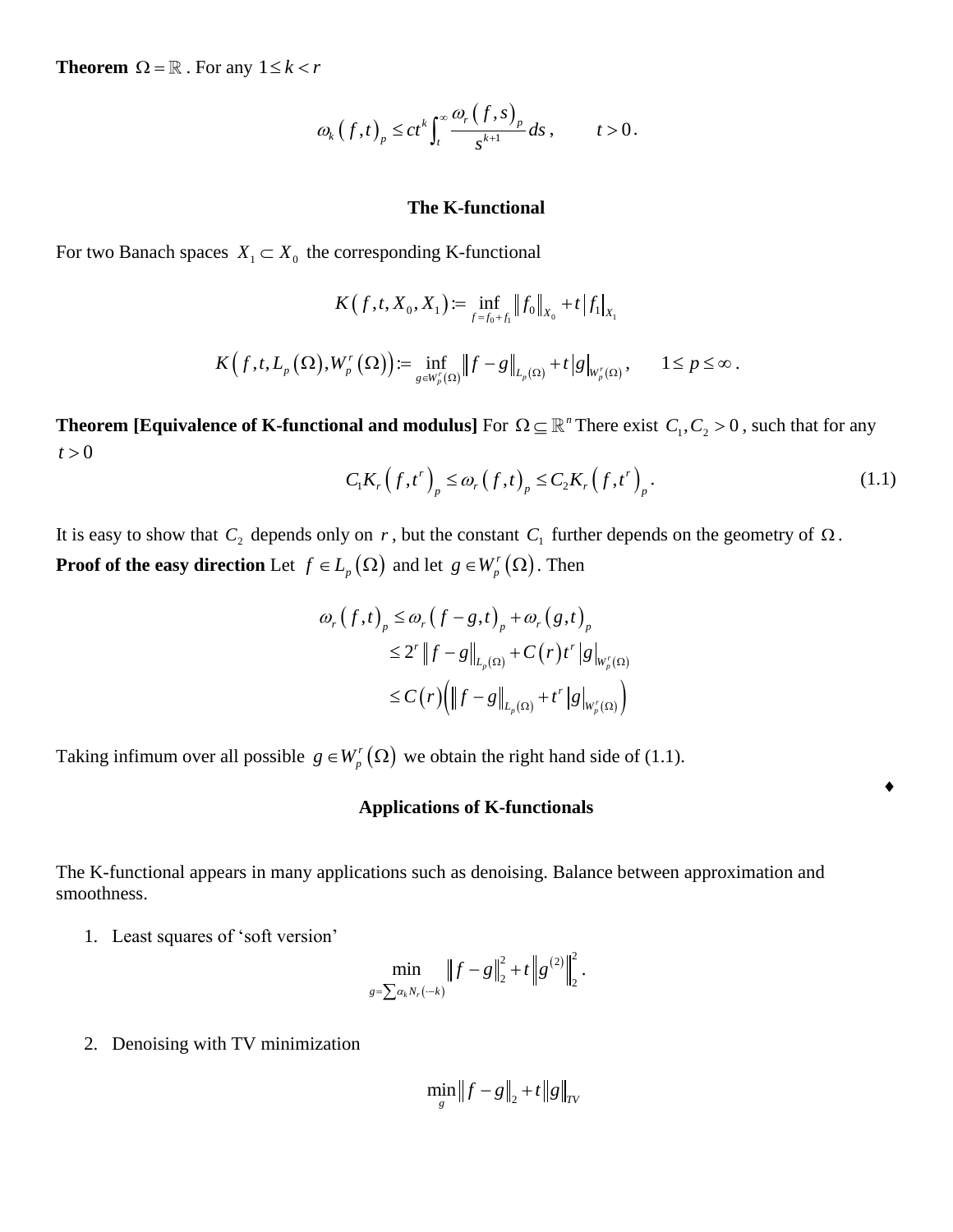**Theorem** $\Omega = \mathbb{R}$. For any $1 \le k < r$

$$\omega_k(f,t)_p \le ct^k \int_t^\infty \frac{\omega_r(f,s)_p}{s^{k+1}} ds, \qquad t > 0.$$

## The K-functional

For two Banach spaces $X_1 \subset X_0$ the corresponding K-functional

$$K(f,t,X_0,X_1) := \inf_{f=f_0+f_1} \|f_0\|_{X_0} + t|f_1|_{X_1}$$

$$K\left(f,t,L_p(\Omega),W_p^r(\Omega)\right) := \inf_{g \in W_p^r(\Omega)} \|f-g\|_{L_p(\Omega)} + t|g|_{W_p^r(\Omega)}, \qquad 1 \le p \le \infty.$$

**Theorem [Equivalence of K-functional and modulus]** For $\Omega \subseteq \mathbb{R}^n$ There exist $C_1, C_2 > 0$, such that for any $t > 0$

$$C_1 K_r(f,t^r)_p \le \omega_r(f,t)_p \le C_2 K_r(f,t^r)_p. \tag{1.1}$$

It is easy to show that $C_2$ depends only on $r$, but the constant $C_1$ further depends on the geometry of $\Omega$.

**Proof of the easy direction** Let $f \in L_p(\Omega)$ and let $g \in W_p^r(\Omega)$. Then

$$\begin{aligned}
\omega_r(f,t)_p &\le \omega_r(f-g,t)_p + \omega_r(g,t)_p \\
&\le 2^r \|f-g\|_{L_p(\Omega)} + C(r)t^r |g|_{W_p^r(\Omega)} \\
&\le C(r)\left(\|f-g\|_{L_p(\Omega)} + t^r |g|_{W_p^r(\Omega)}\right)
\end{aligned}$$

Taking infimum over all possible $g \in W_p^r(\Omega)$ we obtain the right hand side of (1.1).

♦

## Applications of K-functionals

The K-functional appears in many applications such as denoising. Balance between approximation and smoothness.

1. Least squares of 'soft version'

$$\min_{g=\sum \alpha_k N_r(\cdot - k)} \|f-g\|_2^2 + t\left\|g^{(2)}\right\|_2^2.$$

2. Denoising with TV minimization

$$\min_g \|f-g\|_2 + t\|g\|_{TV}$$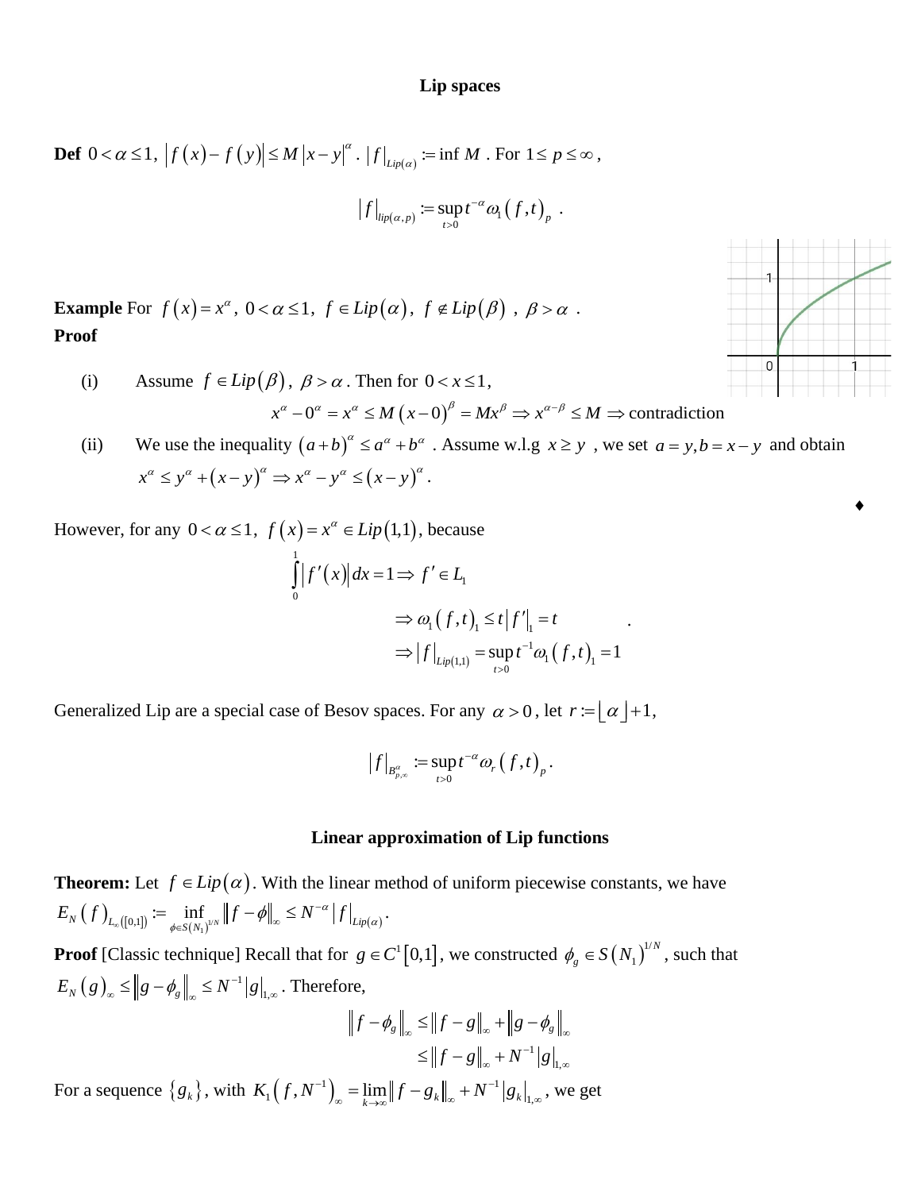## Lip spaces

**Def** $0<\alpha\le 1$, $\left|f(x)-f(y)\right|\le M\left|x-y\right|^{\alpha}$. $\left|f\right|_{Lip(\alpha)}:=\inf M$. For $1\le p\le\infty$,

$$\left|f\right|_{lip(\alpha,p)}:=\sup_{t>0} t^{-\alpha}\omega_1(f,t)_p \ .$$

**Example** For $f(x)=x^{\alpha}$, $0<\alpha\le 1$, $f\in Lip(\alpha)$, $f\notin Lip(\beta)$, $\beta>\alpha$.

**Proof**

(i) Assume $f\in Lip(\beta)$, $\beta>\alpha$. Then for $0<x\le 1$,

$$x^{\alpha}-0^{\alpha}=x^{\alpha}\le M(x-0)^{\beta}=Mx^{\beta}\Rightarrow x^{\alpha-\beta}\le M\Rightarrow \text{contradiction}$$

(ii) We use the inequality $(a+b)^{\alpha}\le a^{\alpha}+b^{\alpha}$. Assume w.l.g $x\ge y$, we set $a=y, b=x-y$ and obtain $x^{\alpha}\le y^{\alpha}+(x-y)^{\alpha}\Rightarrow x^{\alpha}-y^{\alpha}\le(x-y)^{\alpha}$.

♦

However, for any $0<\alpha\le 1$, $f(x)=x^{\alpha}\in Lip(1,1)$, because

$$\int_0^1\left|f'(x)\right|dx=1\Rightarrow f'\in L_1$$

$$\Rightarrow \omega_1(f,t)_1\le t\left|f'\right|_1=t$$

$$\Rightarrow \left|f\right|_{Lip(1,1)}=\sup_{t>0}t^{-1}\omega_1(f,t)_1=1 \ .$$

Generalized Lip are a special case of Besov spaces. For any $\alpha>0$, let $r:=\lfloor\alpha\rfloor+1$,

$$\left|f\right|_{B^{\alpha}_{p,\infty}}:=\sup_{t>0}t^{-\alpha}\omega_r(f,t)_p .$$

## Linear approximation of Lip functions

**Theorem:** Let $f\in Lip(\alpha)$. With the linear method of uniform piecewise constants, we have $E_N(f)_{L_\infty([0,1])}:=\inf_{\phi\in S(N_1)^{1/N}}\left\|f-\phi\right\|_{\infty}\le N^{-\alpha}\left|f\right|_{Lip(\alpha)}$.

**Proof** [Classic technique] Recall that for $g\in C^1[0,1]$, we constructed $\phi_g\in S(N_1)^{1/N}$, such that $E_N(g)_{\infty}\le\left\|g-\phi_g\right\|_{\infty}\le N^{-1}\left|g\right|_{1,\infty}$. Therefore,

$$\left\|f-\phi_g\right\|_{\infty}\le\left\|f-g\right\|_{\infty}+\left\|g-\phi_g\right\|_{\infty}$$

$$\le\left\|f-g\right\|_{\infty}+N^{-1}\left|g\right|_{1,\infty}$$

For a sequence $\{g_k\}$, with $K_1(f,N^{-1})_{\infty}=\lim_{k\to\infty}\left\|f-g_k\right\|_{\infty}+N^{-1}\left|g_k\right|_{1,\infty}$, we get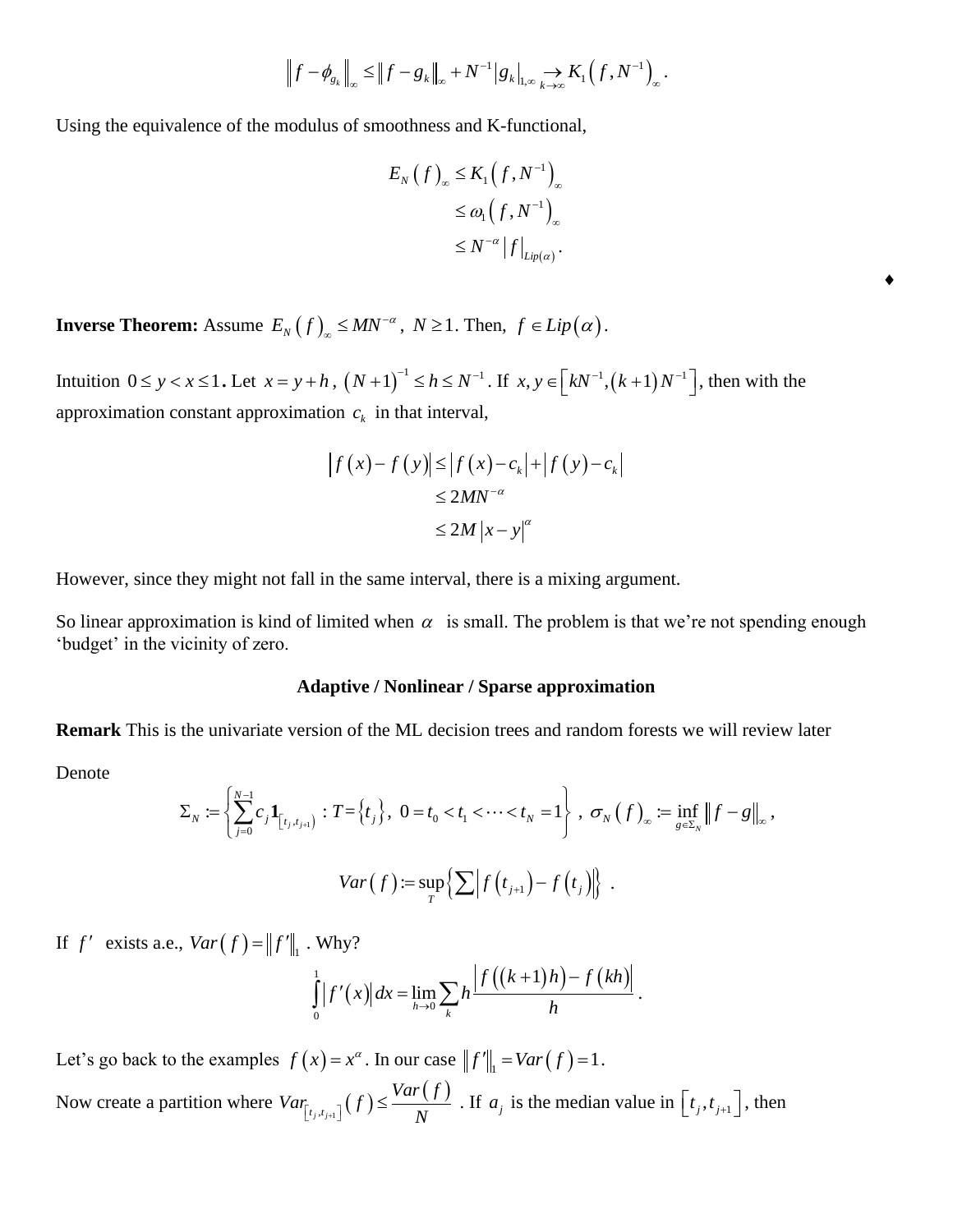$$\left\| f-\phi_{g_k} \right\|_\infty \le \| f-g_k \|_\infty + N^{-1} |g_k|_{1,\infty} \underset{k\to\infty}{\to} K_1\left(f,N^{-1}\right)_\infty .$$

Using the equivalence of the modulus of smoothness and K-functional,

$$\begin{aligned} E_N\left(f\right)_\infty &\le K_1\left(f,N^{-1}\right)_\infty \\ &\le \omega_1\left(f,N^{-1}\right)_\infty \\ &\le N^{-\alpha} \left| f \right|_{Lip(\alpha)} . \end{aligned}$$

♦

**Inverse Theorem:** Assume $E_N\left(f\right)_\infty \le MN^{-\alpha}$, $N \ge 1$. Then, $f \in Lip\left(\alpha\right)$.

Intuition $0 \le y < x \le 1$. Let $x = y + h$, $\left(N+1\right)^{-1} \le h \le N^{-1}$. If $x, y \in \left[kN^{-1},\left(k+1\right)N^{-1}\right]$, then with the approximation constant approximation $c_k$ in that interval,

$$\begin{aligned} \left| f\left(x\right) - f\left(y\right) \right| &\le \left| f\left(x\right) - c_k \right| + \left| f\left(y\right) - c_k \right| \\ &\le 2MN^{-\alpha} \\ &\le 2M \left| x-y \right|^\alpha \end{aligned}$$

However, since they might not fall in the same interval, there is a mixing argument.

So linear approximation is kind of limited when $\alpha$ is small. The problem is that we're not spending enough 'budget' in the vicinity of zero.

### Adaptive / Nonlinear / Sparse approximation

**Remark** This is the univariate version of the ML decision trees and random forests we will review later

Denote

$$\Sigma_N := \left\{ \sum_{j=0}^{N-1} c_j \mathbf{1}_{\left[t_j,t_{j+1}\right)} : T=\left\{t_j\right\},\ 0=t_0<t_1<\cdots<t_N=1 \right\},\ \sigma_N\left(f\right)_\infty := \inf_{g\in\Sigma_N} \left\| f-g \right\|_\infty ,$$

$$Var\left(f\right) := \sup_T \left\{ \sum \left| f\left(t_{j+1}\right) - f\left(t_j\right) \right| \right\} .$$

If $f'$ exists a.e., $Var\left(f\right) = \left\| f' \right\|_1$. Why?

$$\int_0^1 \left| f'\left(x\right) \right| dx = \lim_{h\to 0} \sum_k h \frac{\left| f\left(\left(k+1\right)h\right) - f\left(kh\right) \right|}{h} .$$

Let's go back to the examples $f\left(x\right) = x^\alpha$. In our case $\left\| f' \right\|_1 = Var\left(f\right) = 1$.

Now create a partition where $Var_{\left[t_j,t_{j+1}\right]}\left(f\right) \le \dfrac{Var\left(f\right)}{N}$. If $a_j$ is the median value in $\left[t_j,t_{j+1}\right]$, then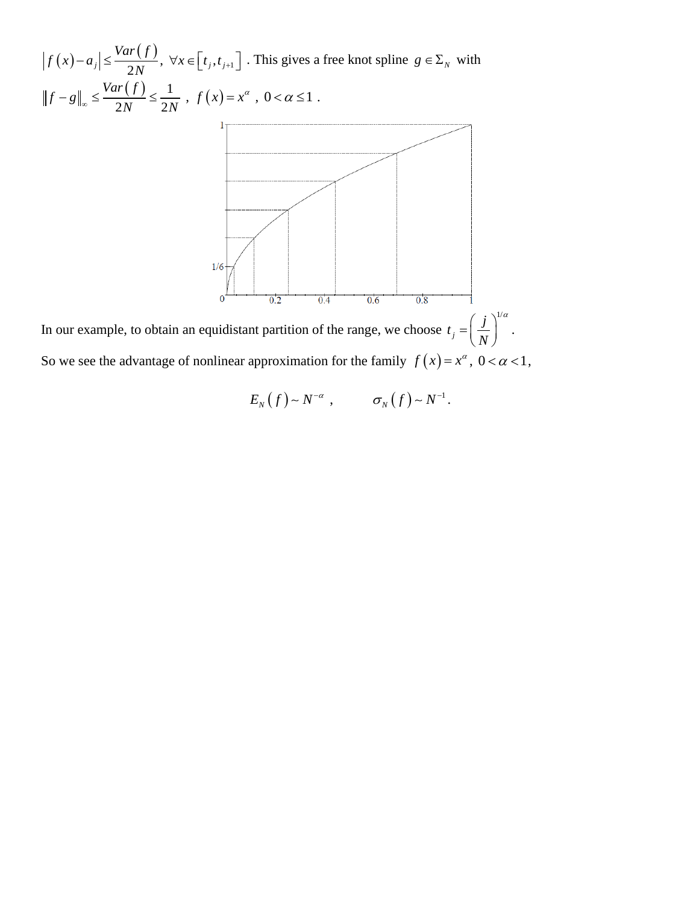$\left|f(x)-a_j\right| \le \dfrac{Var(f)}{2N}$, $\forall x \in \left[t_j, t_{j+1}\right]$ . This gives a free knot spline $g \in \Sigma_N$ with $\|f-g\|_\infty \le \dfrac{Var(f)}{2N} \le \dfrac{1}{2N}$ , $f(x)=x^\alpha$ , $0<\alpha\le 1$ .

1

1/6

0

0.2

0.4

0.6

0.8

1

In our example, to obtain an equidistant partition of the range, we choose $t_j = \left(\dfrac{j}{N}\right)^{1/\alpha}$ .

So we see the advantage of nonlinear approximation for the family $f(x)=x^\alpha$, $0<\alpha<1$,

$$E_N(f) \sim N^{-\alpha} , \qquad \sigma_N(f) \sim N^{-1}.$$